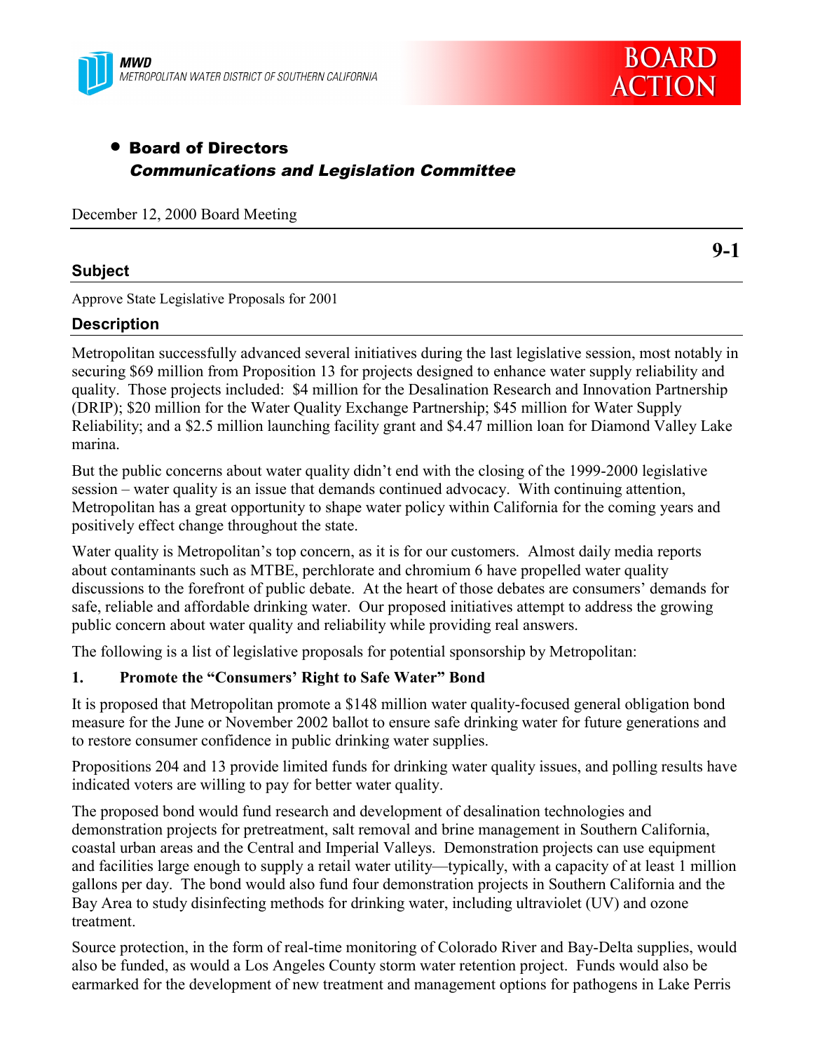MWD
METROPOLITAN WATER DISTRICT OF SOUTHERN CALIFORNIA

BOARD ACTION

- **Board of Directors**
  ***Communications and Legislation Committee***

December 12, 2000 Board Meeting

**9-1**

## Subject

Approve State Legislative Proposals for 2001

## Description

Metropolitan successfully advanced several initiatives during the last legislative session, most notably in securing $69 million from Proposition 13 for projects designed to enhance water supply reliability and quality. Those projects included: $4 million for the Desalination Research and Innovation Partnership (DRIP); $20 million for the Water Quality Exchange Partnership; $45 million for Water Supply Reliability; and a $2.5 million launching facility grant and $4.47 million loan for Diamond Valley Lake marina.

But the public concerns about water quality didn't end with the closing of the 1999-2000 legislative session – water quality is an issue that demands continued advocacy. With continuing attention, Metropolitan has a great opportunity to shape water policy within California for the coming years and positively effect change throughout the state.

Water quality is Metropolitan's top concern, as it is for our customers. Almost daily media reports about contaminants such as MTBE, perchlorate and chromium 6 have propelled water quality discussions to the forefront of public debate. At the heart of those debates are consumers' demands for safe, reliable and affordable drinking water. Our proposed initiatives attempt to address the growing public concern about water quality and reliability while providing real answers.

The following is a list of legislative proposals for potential sponsorship by Metropolitan:

**1. Promote the "Consumers' Right to Safe Water" Bond**

It is proposed that Metropolitan promote a $148 million water quality-focused general obligation bond measure for the June or November 2002 ballot to ensure safe drinking water for future generations and to restore consumer confidence in public drinking water supplies.

Propositions 204 and 13 provide limited funds for drinking water quality issues, and polling results have indicated voters are willing to pay for better water quality.

The proposed bond would fund research and development of desalination technologies and demonstration projects for pretreatment, salt removal and brine management in Southern California, coastal urban areas and the Central and Imperial Valleys. Demonstration projects can use equipment and facilities large enough to supply a retail water utility—typically, with a capacity of at least 1 million gallons per day. The bond would also fund four demonstration projects in Southern California and the Bay Area to study disinfecting methods for drinking water, including ultraviolet (UV) and ozone treatment.

Source protection, in the form of real-time monitoring of Colorado River and Bay-Delta supplies, would also be funded, as would a Los Angeles County storm water retention project. Funds would also be earmarked for the development of new treatment and management options for pathogens in Lake Perris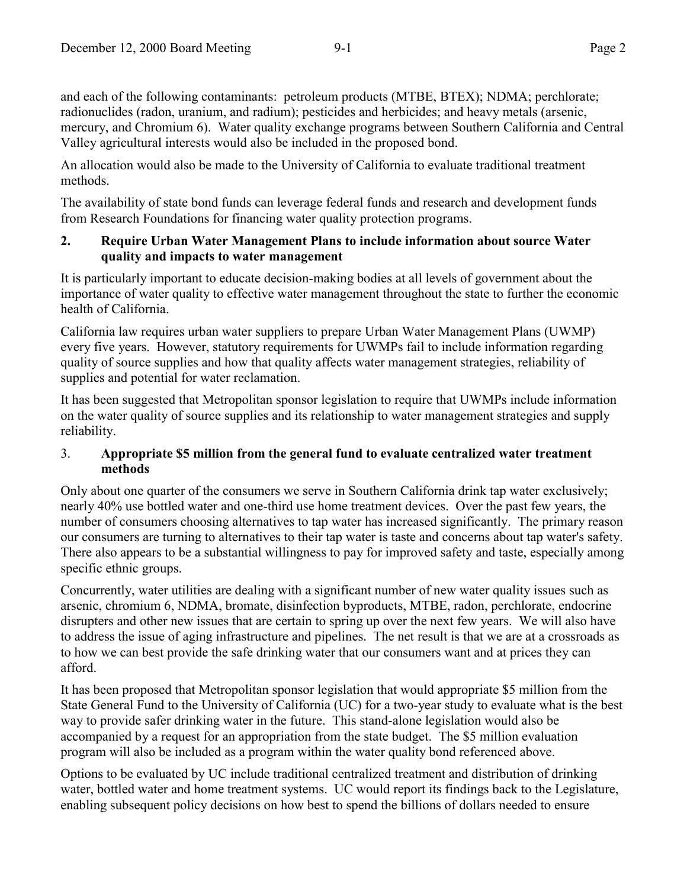and each of the following contaminants: petroleum products (MTBE, BTEX); NDMA; perchlorate; radionuclides (radon, uranium, and radium); pesticides and herbicides; and heavy metals (arsenic, mercury, and Chromium 6). Water quality exchange programs between Southern California and Central Valley agricultural interests would also be included in the proposed bond.

An allocation would also be made to the University of California to evaluate traditional treatment methods.

The availability of state bond funds can leverage federal funds and research and development funds from Research Foundations for financing water quality protection programs.

**2. Require Urban Water Management Plans to include information about source Water quality and impacts to water management**

It is particularly important to educate decision-making bodies at all levels of government about the importance of water quality to effective water management throughout the state to further the economic health of California.

California law requires urban water suppliers to prepare Urban Water Management Plans (UWMP) every five years. However, statutory requirements for UWMPs fail to include information regarding quality of source supplies and how that quality affects water management strategies, reliability of supplies and potential for water reclamation.

It has been suggested that Metropolitan sponsor legislation to require that UWMPs include information on the water quality of source supplies and its relationship to water management strategies and supply reliability.

3. **Appropriate $5 million from the general fund to evaluate centralized water treatment methods**

Only about one quarter of the consumers we serve in Southern California drink tap water exclusively; nearly 40% use bottled water and one-third use home treatment devices. Over the past few years, the number of consumers choosing alternatives to tap water has increased significantly. The primary reason our consumers are turning to alternatives to their tap water is taste and concerns about tap water's safety. There also appears to be a substantial willingness to pay for improved safety and taste, especially among specific ethnic groups.

Concurrently, water utilities are dealing with a significant number of new water quality issues such as arsenic, chromium 6, NDMA, bromate, disinfection byproducts, MTBE, radon, perchlorate, endocrine disrupters and other new issues that are certain to spring up over the next few years. We will also have to address the issue of aging infrastructure and pipelines. The net result is that we are at a crossroads as to how we can best provide the safe drinking water that our consumers want and at prices they can afford.

It has been proposed that Metropolitan sponsor legislation that would appropriate $5 million from the State General Fund to the University of California (UC) for a two-year study to evaluate what is the best way to provide safer drinking water in the future. This stand-alone legislation would also be accompanied by a request for an appropriation from the state budget. The $5 million evaluation program will also be included as a program within the water quality bond referenced above.

Options to be evaluated by UC include traditional centralized treatment and distribution of drinking water, bottled water and home treatment systems. UC would report its findings back to the Legislature, enabling subsequent policy decisions on how best to spend the billions of dollars needed to ensure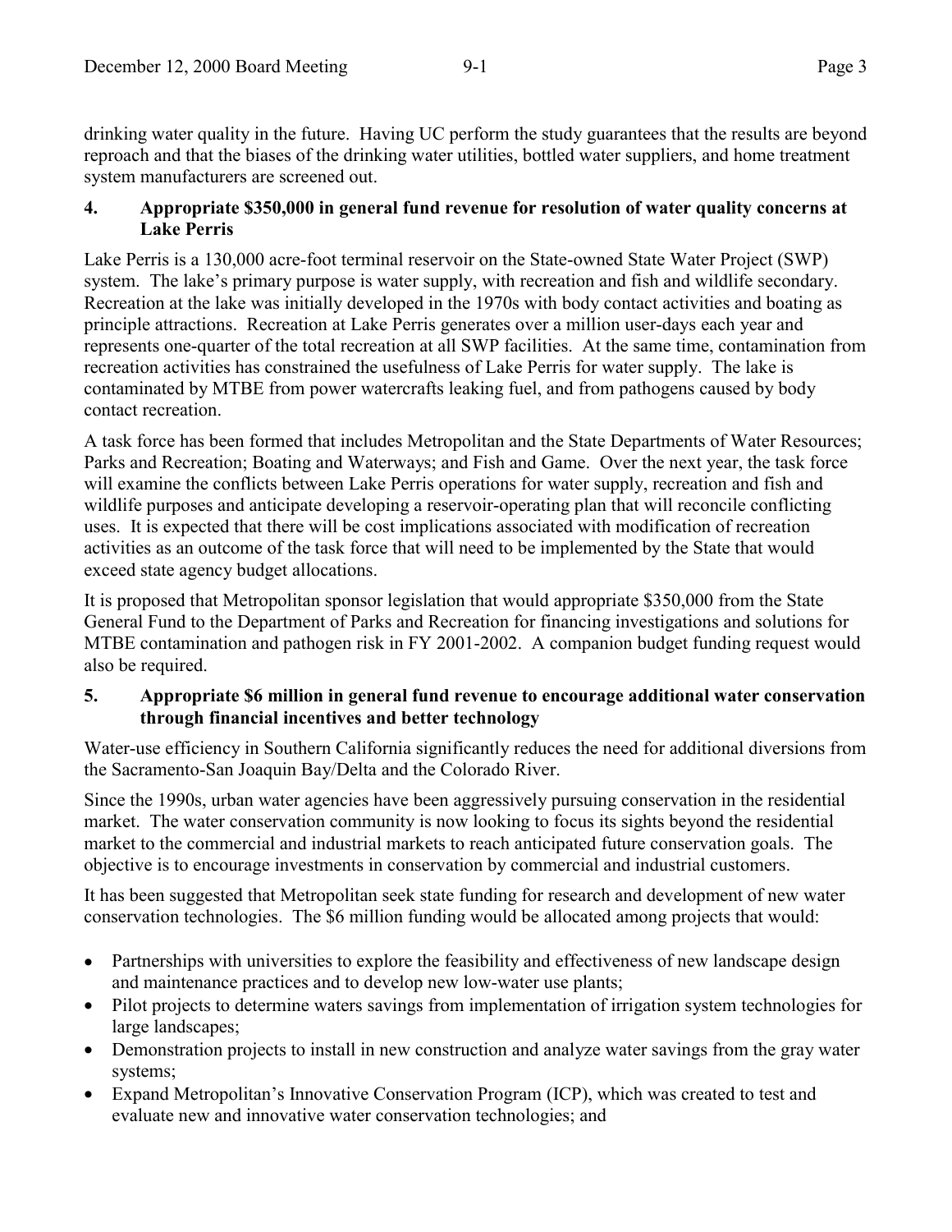drinking water quality in the future. Having UC perform the study guarantees that the results are beyond reproach and that the biases of the drinking water utilities, bottled water suppliers, and home treatment system manufacturers are screened out.

**4. Appropriate $350,000 in general fund revenue for resolution of water quality concerns at Lake Perris**

Lake Perris is a 130,000 acre-foot terminal reservoir on the State-owned State Water Project (SWP) system. The lake's primary purpose is water supply, with recreation and fish and wildlife secondary. Recreation at the lake was initially developed in the 1970s with body contact activities and boating as principle attractions. Recreation at Lake Perris generates over a million user-days each year and represents one-quarter of the total recreation at all SWP facilities. At the same time, contamination from recreation activities has constrained the usefulness of Lake Perris for water supply. The lake is contaminated by MTBE from power watercrafts leaking fuel, and from pathogens caused by body contact recreation.

A task force has been formed that includes Metropolitan and the State Departments of Water Resources; Parks and Recreation; Boating and Waterways; and Fish and Game. Over the next year, the task force will examine the conflicts between Lake Perris operations for water supply, recreation and fish and wildlife purposes and anticipate developing a reservoir-operating plan that will reconcile conflicting uses. It is expected that there will be cost implications associated with modification of recreation activities as an outcome of the task force that will need to be implemented by the State that would exceed state agency budget allocations.

It is proposed that Metropolitan sponsor legislation that would appropriate $350,000 from the State General Fund to the Department of Parks and Recreation for financing investigations and solutions for MTBE contamination and pathogen risk in FY 2001-2002. A companion budget funding request would also be required.

**5. Appropriate $6 million in general fund revenue to encourage additional water conservation through financial incentives and better technology**

Water-use efficiency in Southern California significantly reduces the need for additional diversions from the Sacramento-San Joaquin Bay/Delta and the Colorado River.

Since the 1990s, urban water agencies have been aggressively pursuing conservation in the residential market. The water conservation community is now looking to focus its sights beyond the residential market to the commercial and industrial markets to reach anticipated future conservation goals. The objective is to encourage investments in conservation by commercial and industrial customers.

It has been suggested that Metropolitan seek state funding for research and development of new water conservation technologies. The $6 million funding would be allocated among projects that would:

- Partnerships with universities to explore the feasibility and effectiveness of new landscape design and maintenance practices and to develop new low-water use plants;
- Pilot projects to determine waters savings from implementation of irrigation system technologies for large landscapes;
- Demonstration projects to install in new construction and analyze water savings from the gray water systems;
- Expand Metropolitan's Innovative Conservation Program (ICP), which was created to test and evaluate new and innovative water conservation technologies; and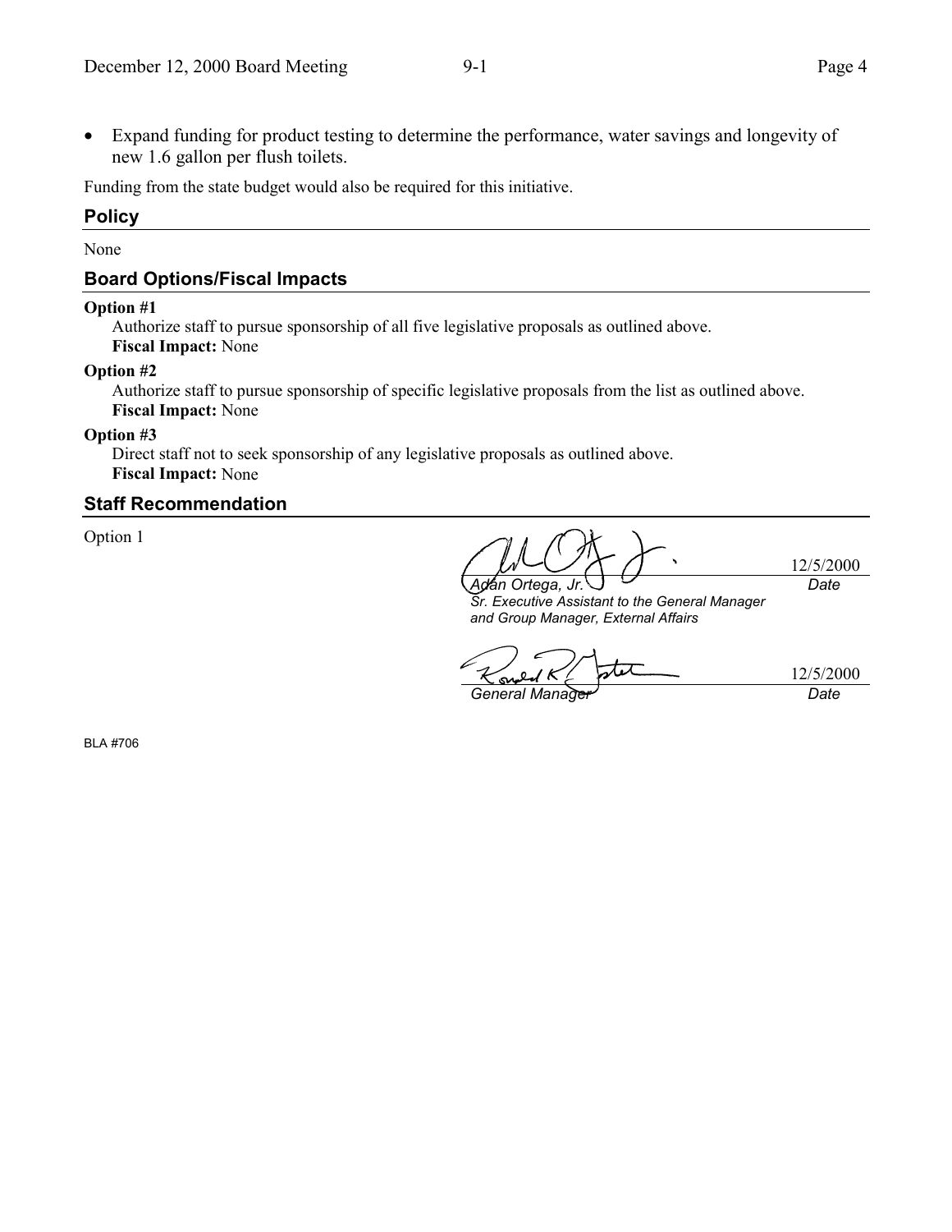- Expand funding for product testing to determine the performance, water savings and longevity of new 1.6 gallon per flush toilets.

Funding from the state budget would also be required for this initiative.

## Policy

None

## Board Options/Fiscal Impacts

**Option #1**

Authorize staff to pursue sponsorship of all five legislative proposals as outlined above.
**Fiscal Impact:** None

**Option #2**

Authorize staff to pursue sponsorship of specific legislative proposals from the list as outlined above.
**Fiscal Impact:** None

**Option #3**

Direct staff not to seek sponsorship of any legislative proposals as outlined above.
**Fiscal Impact:** None

## Staff Recommendation

Option 1

12/5/2000

*Adán Ortega, Jr.* — *Date*
*Sr. Executive Assistant to the General Manager and Group Manager, External Affairs*

12/5/2000

*General Manager* — *Date*

BLA #706